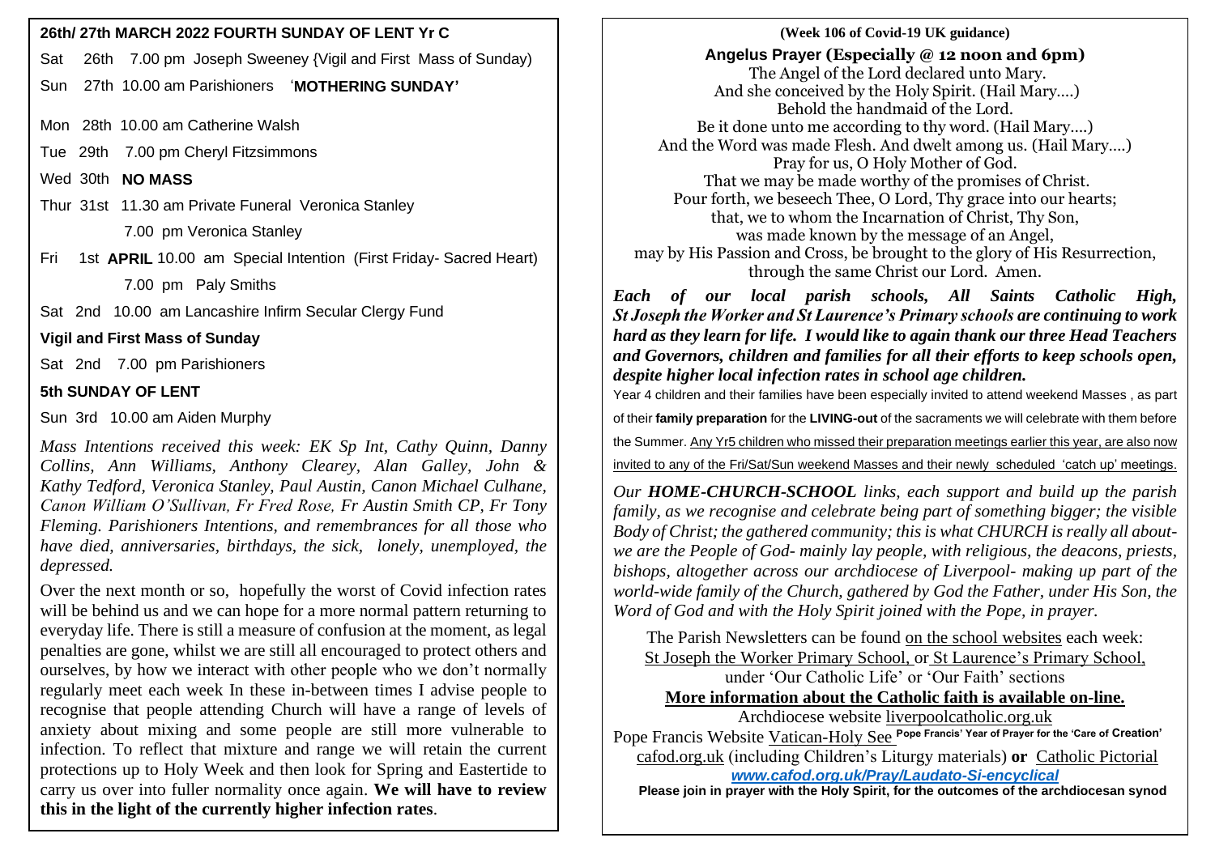**26th/ 27th MARCH 2022 FOURTH SUNDAY OF LENT Yr C**

Sat 26th 7.00 pm Joseph Sweeney {Vigil and First Mass of Sunday)

Sun 27th 10.00 am Parishioners '**MOTHERING SUNDAY'**

Mon 28th 10.00 am Catherine Walsh

Tue 29th 7.00 pm Cheryl Fitzsimmons

Wed 30th **NO MASS**

Thur 31st 11.30 am Private Funeral Veronica Stanley

7.00 pm Veronica Stanley

Fri 1st **APRIL** 10.00 am Special Intention (First Friday- Sacred Heart)

7.00 pm Paly Smiths

Sat 2nd 10.00 am Lancashire Infirm Secular Clergy Fund

**Vigil and First Mass of Sunday**

Sat 2nd 7.00 pm Parishioners

**5th SUNDAY OF LENT**

Sun 3rd 10.00 am Aiden Murphy

*Mass Intentions received this week: EK Sp Int, Cathy Quinn, Danny Collins, Ann Williams, Anthony Clearey, Alan Galley, John & Kathy Tedford, Veronica Stanley, Paul Austin, Canon Michael Culhane, Canon William O'Sullivan, Fr Fred Rose, Fr Austin Smith CP, Fr Tony Fleming. Parishioners Intentions, and remembrances for all those who have died, anniversaries, birthdays, the sick, lonely, unemployed, the depressed.*

Over the next month or so, hopefully the worst of Covid infection rates will be behind us and we can hope for a more normal pattern returning to everyday life. There is still a measure of confusion at the moment, as legal penalties are gone, whilst we are still all encouraged to protect others and ourselves, by how we interact with other people who we don't normally regularly meet each week In these in-between times I advise people to recognise that people attending Church will have a range of levels of anxiety about mixing and some people are still more vulnerable to infection. To reflect that mixture and range we will retain the current protections up to Holy Week and then look for Spring and Eastertide to carry us over into fuller normality once again. **We will have to review this in the light of the currently higher infection rates**.

**(Week 106 of Covid-19 UK guidance)**

**Angelus Prayer (Especially @ 12 noon and 6pm)**

The Angel of the Lord declared unto Mary.
And she conceived by the Holy Spirit. (Hail Mary….)
Behold the handmaid of the Lord.
Be it done unto me according to thy word. (Hail Mary….)
And the Word was made Flesh. And dwelt among us. (Hail Mary….)
Pray for us, O Holy Mother of God.
That we may be made worthy of the promises of Christ.
Pour forth, we beseech Thee, O Lord, Thy grace into our hearts;
that, we to whom the Incarnation of Christ, Thy Son,
was made known by the message of an Angel,
may by His Passion and Cross, be brought to the glory of His Resurrection,
through the same Christ our Lord. Amen.

***Each of our local parish schools, All Saints Catholic High, St Joseph the Worker and St Laurence's Primary schools are continuing to work hard as they learn for life. I would like to again thank our three Head Teachers and Governors, children and families for all their efforts to keep schools open, despite higher local infection rates in school age children.***

Year 4 children and their families have been especially invited to attend weekend Masses , as part of their **family preparation** for the **LIVING-out** of the sacraments we will celebrate with them before the Summer. Any Yr5 children who missed their preparation meetings earlier this year, are also now invited to any of the Fri/Sat/Sun weekend Masses and their newly scheduled 'catch up' meetings.

*Our **HOME-CHURCH-SCHOOL** links, each support and build up the parish family, as we recognise and celebrate being part of something bigger; the visible Body of Christ; the gathered community; this is what CHURCH is really all about- we are the People of God- mainly lay people, with religious, the deacons, priests, bishops, altogether across our archdiocese of Liverpool- making up part of the world-wide family of the Church, gathered by God the Father, under His Son, the Word of God and with the Holy Spirit joined with the Pope, in prayer.*

The Parish Newsletters can be found on the school websites each week:
St Joseph the Worker Primary School, or St Laurence's Primary School,
under 'Our Catholic Life' or 'Our Faith' sections

**More information about the Catholic faith is available on-line.**

Archdiocese website liverpoolcatholic.org.uk

Pope Francis Website Vatican-Holy See **Pope Francis' Year of Prayer for the 'Care of Creation'**

cafod.org.uk (including Children's Liturgy materials) **or** Catholic Pictorial

***www.cafod.org.uk/Pray/Laudato-Si-encyclical***

**Please join in prayer with the Holy Spirit, for the outcomes of the archdiocesan synod**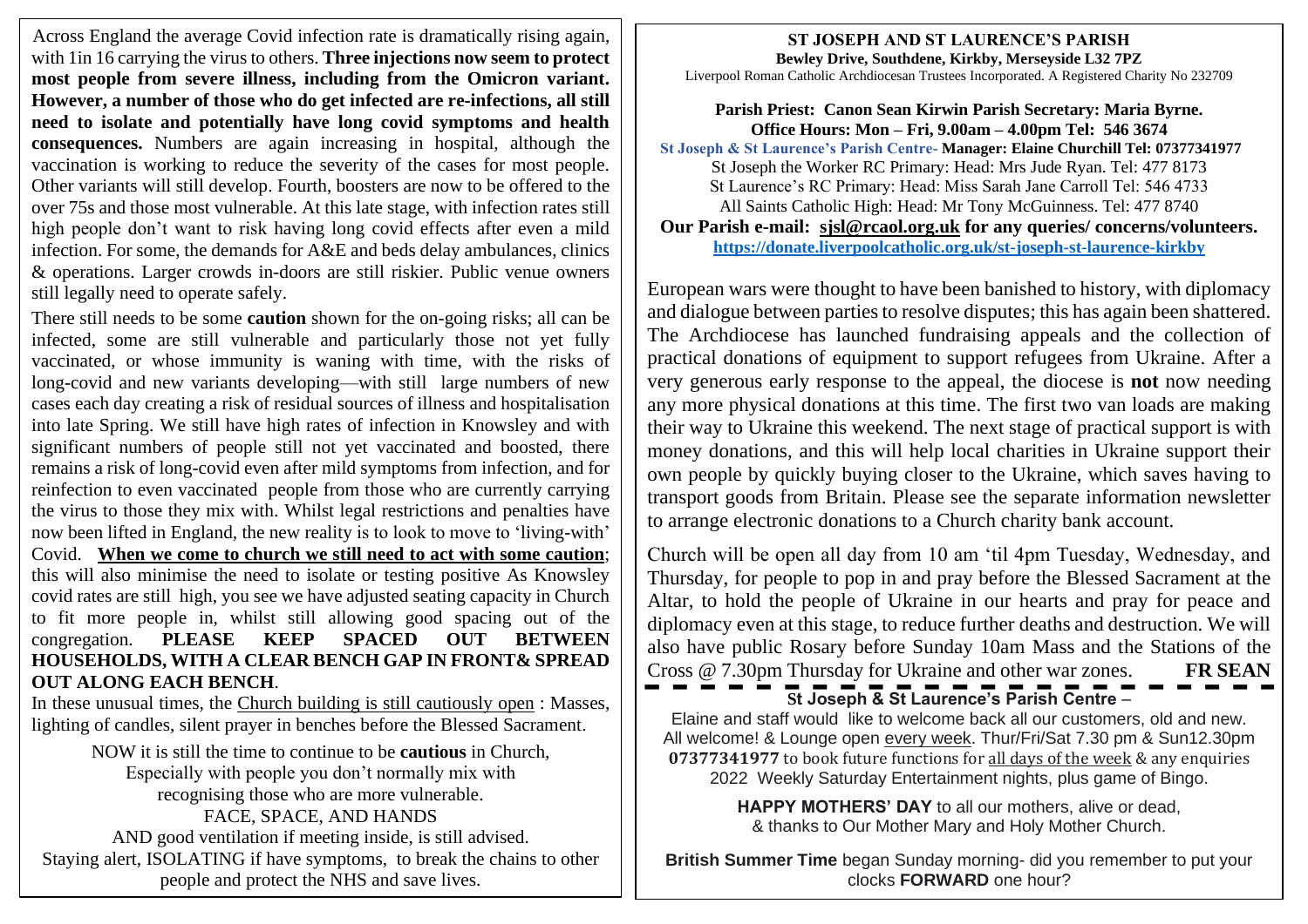Across England the average Covid infection rate is dramatically rising again, with 1in 16 carrying the virus to others. **Three injections now seem to protect most people from severe illness, including from the Omicron variant. However, a number of those who do get infected are re-infections, all still need to isolate and potentially have long covid symptoms and health consequences.** Numbers are again increasing in hospital, although the vaccination is working to reduce the severity of the cases for most people. Other variants will still develop. Fourth, boosters are now to be offered to the over 75s and those most vulnerable. At this late stage, with infection rates still high people don't want to risk having long covid effects after even a mild infection. For some, the demands for A&E and beds delay ambulances, clinics & operations. Larger crowds in-doors are still riskier. Public venue owners still legally need to operate safely.

There still needs to be some **caution** shown for the on-going risks; all can be infected, some are still vulnerable and particularly those not yet fully vaccinated, or whose immunity is waning with time, with the risks of long-covid and new variants developing—with still large numbers of new cases each day creating a risk of residual sources of illness and hospitalisation into late Spring. We still have high rates of infection in Knowsley and with significant numbers of people still not yet vaccinated and boosted, there remains a risk of long-covid even after mild symptoms from infection, and for reinfection to even vaccinated people from those who are currently carrying the virus to those they mix with. Whilst legal restrictions and penalties have now been lifted in England, the new reality is to look to move to 'living-with' Covid. **When we come to church we still need to act with some caution**; this will also minimise the need to isolate or testing positive As Knowsley covid rates are still high, you see we have adjusted seating capacity in Church to fit more people in, whilst still allowing good spacing out of the congregation. **PLEASE KEEP SPACED OUT BETWEEN HOUSEHOLDS, WITH A CLEAR BENCH GAP IN FRONT& SPREAD OUT ALONG EACH BENCH**.

In these unusual times, the Church building is still cautiously open : Masses, lighting of candles, silent prayer in benches before the Blessed Sacrament.

NOW it is still the time to continue to be **cautious** in Church,
Especially with people you don't normally mix with
recognising those who are more vulnerable.
FACE, SPACE, AND HANDS
AND good ventilation if meeting inside, is still advised.
Staying alert, ISOLATING if have symptoms, to break the chains to other people and protect the NHS and save lives.

**ST JOSEPH AND ST LAURENCE'S PARISH**
**Bewley Drive, Southdene, Kirkby, Merseyside L32 7PZ**
Liverpool Roman Catholic Archdiocesan Trustees Incorporated. A Registered Charity No 232709

**Parish Priest: Canon Sean Kirwin Parish Secretary: Maria Byrne.**
**Office Hours: Mon – Fri, 9.00am – 4.00pm Tel: 546 3674**
**St Joseph & St Laurence's Parish Centre- Manager: Elaine Churchill Tel: 07377341977**
St Joseph the Worker RC Primary: Head: Mrs Jude Ryan. Tel: 477 8173
St Laurence's RC Primary: Head: Miss Sarah Jane Carroll Tel: 546 4733
All Saints Catholic High: Head: Mr Tony McGuinness. Tel: 477 8740
**Our Parish e-mail: sjsl@rcaol.org.uk for any queries/ concerns/volunteers.**
**https://donate.liverpoolcatholic.org.uk/st-joseph-st-laurence-kirkby**

European wars were thought to have been banished to history, with diplomacy and dialogue between parties to resolve disputes; this has again been shattered. The Archdiocese has launched fundraising appeals and the collection of practical donations of equipment to support refugees from Ukraine. After a very generous early response to the appeal, the diocese is **not** now needing any more physical donations at this time. The first two van loads are making their way to Ukraine this weekend. The next stage of practical support is with money donations, and this will help local charities in Ukraine support their own people by quickly buying closer to the Ukraine, which saves having to transport goods from Britain. Please see the separate information newsletter to arrange electronic donations to a Church charity bank account.

Church will be open all day from 10 am 'til 4pm Tuesday, Wednesday, and Thursday, for people to pop in and pray before the Blessed Sacrament at the Altar, to hold the people of Ukraine in our hearts and pray for peace and diplomacy even at this stage, to reduce further deaths and destruction. We will also have public Rosary before Sunday 10am Mass and the Stations of the Cross @ 7.30pm Thursday for Ukraine and other war zones. **FR SEAN**

**St Joseph & St Laurence's Parish Centre** –

Elaine and staff would like to welcome back all our customers, old and new. All welcome! & Lounge open every week. Thur/Fri/Sat 7.30 pm & Sun12.30pm **07377341977** to book future functions for all days of the week & any enquiries 2022 Weekly Saturday Entertainment nights, plus game of Bingo.

**HAPPY MOTHERS' DAY** to all our mothers, alive or dead, & thanks to Our Mother Mary and Holy Mother Church.

**British Summer Time** began Sunday morning- did you remember to put your clocks **FORWARD** one hour?